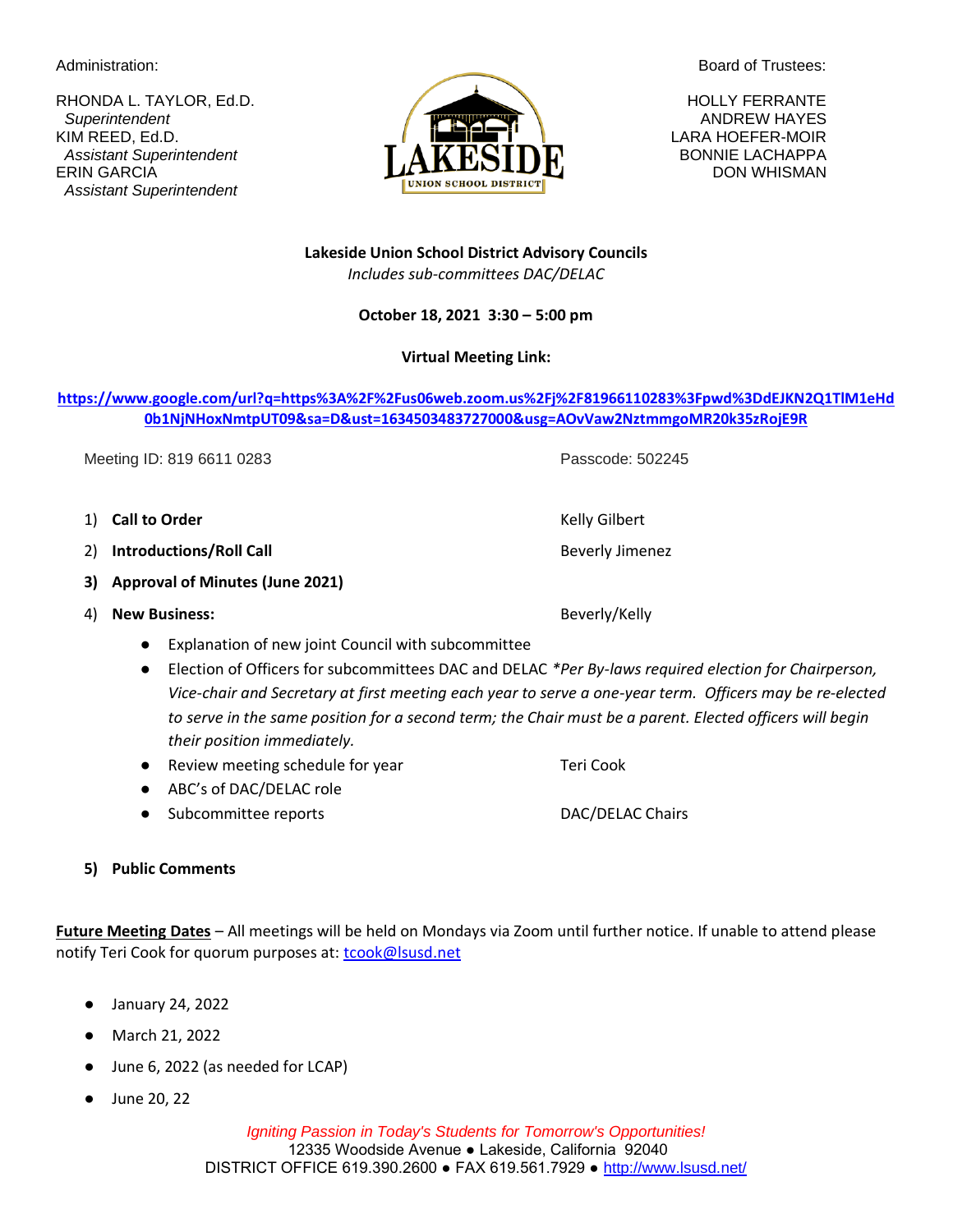Administration:

RHONDA L. TAYLOR, Ed.D.
*Superintendent*
KIM REED, Ed.D.
*Assistant Superintendent*
ERIN GARCIA
*Assistant Superintendent*

Board of Trustees:

HOLLY FERRANTE
ANDREW HAYES
LARA HOEFER-MOIR
BONNIE LACHAPPA
DON WHISMAN

**Lakeside Union School District Advisory Councils**
*Includes sub-committees DAC/DELAC*

**October 18, 2021 3:30 – 5:00 pm**

**Virtual Meeting Link:**

**https://www.google.com/url?q=https%3A%2F%2Fus06web.zoom.us%2Fj%2F81966110283%3Fpwd%3DdEJKN2Q1TlM1eHd0b1NjNHoxNmtpUT09&sa=D&ust=1634503483727000&usg=AOvVaw2NztmmgoMR20k35zRojE9R**

Meeting ID: 819 6611 0283 — Passcode: 502245

1) **Call to Order** — Kelly Gilbert
2) **Introductions/Roll Call** — Beverly Jimenez
3) **Approval of Minutes (June 2021)**
4) **New Business:** — Beverly/Kelly
   - Explanation of new joint Council with subcommittee
   - Election of Officers for subcommittees DAC and DELAC *\*Per By-laws required election for Chairperson, Vice-chair and Secretary at first meeting each year to serve a one-year term. Officers may be re-elected to serve in the same position for a second term; the Chair must be a parent. Elected officers will begin their position immediately.*
   - Review meeting schedule for year — Teri Cook
   - ABC's of DAC/DELAC role
   - Subcommittee reports — DAC/DELAC Chairs
5) **Public Comments**

**Future Meeting Dates** – All meetings will be held on Mondays via Zoom until further notice. If unable to attend please notify Teri Cook for quorum purposes at: tcook@lsusd.net

- January 24, 2022
- March 21, 2022
- June 6, 2022 (as needed for LCAP)
- June 20, 22

*Igniting Passion in Today's Students for Tomorrow's Opportunities!*
12335 Woodside Avenue ● Lakeside, California 92040
DISTRICT OFFICE 619.390.2600 ● FAX 619.561.7929 ● http://www.lsusd.net/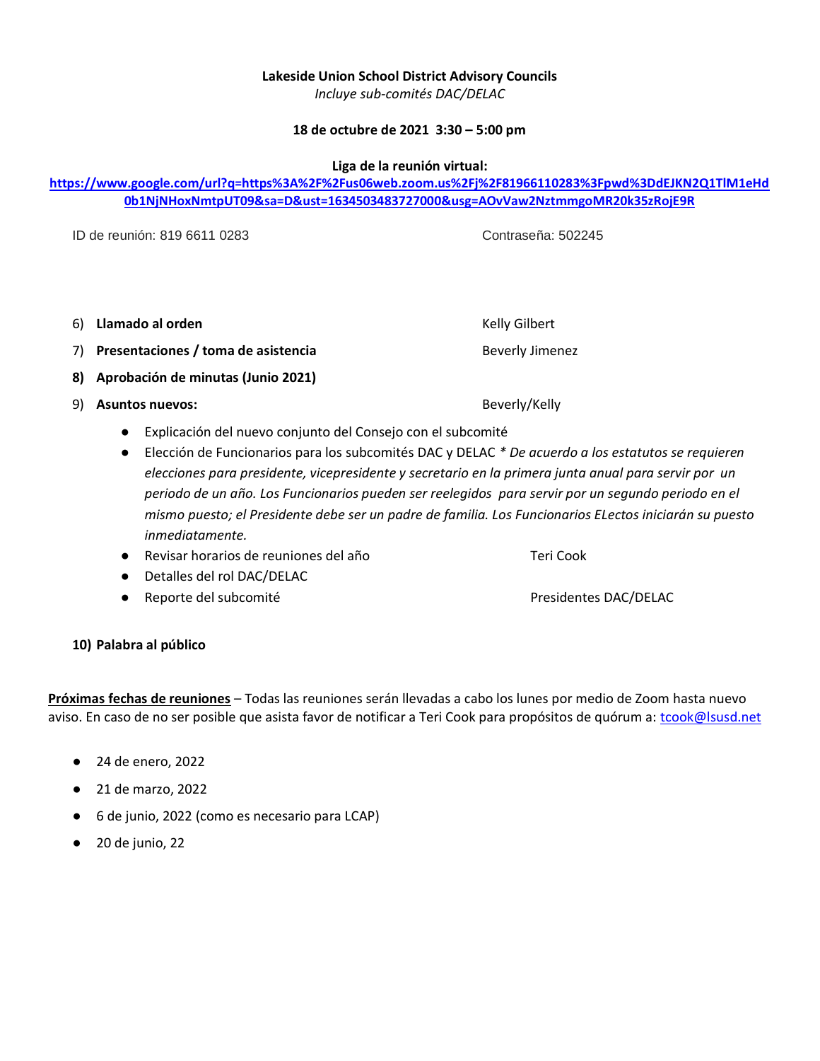**Lakeside Union School District Advisory Councils**

*Incluye sub-comités DAC/DELAC*

**18 de octubre de 2021 3:30 – 5:00 pm**

**Liga de la reunión virtual:**

**https://www.google.com/url?q=https%3A%2F%2Fus06web.zoom.us%2Fj%2F81966110283%3Fpwd%3DdEJKN2Q1TlM1eHd0b1NjNHoxNmtpUT09&sa=D&ust=1634503483727000&usg=AOvVaw2NztmmgoMR20k35zRojE9R**

ID de reunión: 819 6611 0283 Contraseña: 502245

6) **Llamado al orden** Kelly Gilbert
7) **Presentaciones / toma de asistencia** Beverly Jimenez
8) **Aprobación de minutas (Junio 2021)**
9) **Asuntos nuevos:** Beverly/Kelly
   - Explicación del nuevo conjunto del Consejo con el subcomité
   - Elección de Funcionarios para los subcomités DAC y DELAC *\* De acuerdo a los estatutos se requieren elecciones para presidente, vicepresidente y secretario en la primera junta anual para servir por un periodo de un año. Los Funcionarios pueden ser reelegidos para servir por un segundo periodo en el mismo puesto; el Presidente debe ser un padre de familia. Los Funcionarios ELectos iniciarán su puesto inmediatamente.*
   - Revisar horarios de reuniones del año Teri Cook
   - Detalles del rol DAC/DELAC
   - Reporte del subcomité Presidentes DAC/DELAC

10) **Palabra al público**

**Próximas fechas de reuniones** – Todas las reuniones serán llevadas a cabo los lunes por medio de Zoom hasta nuevo aviso. En caso de no ser posible que asista favor de notificar a Teri Cook para propósitos de quórum a: tcook@lsusd.net

- 24 de enero, 2022
- 21 de marzo, 2022
- 6 de junio, 2022 (como es necesario para LCAP)
- 20 de junio, 22